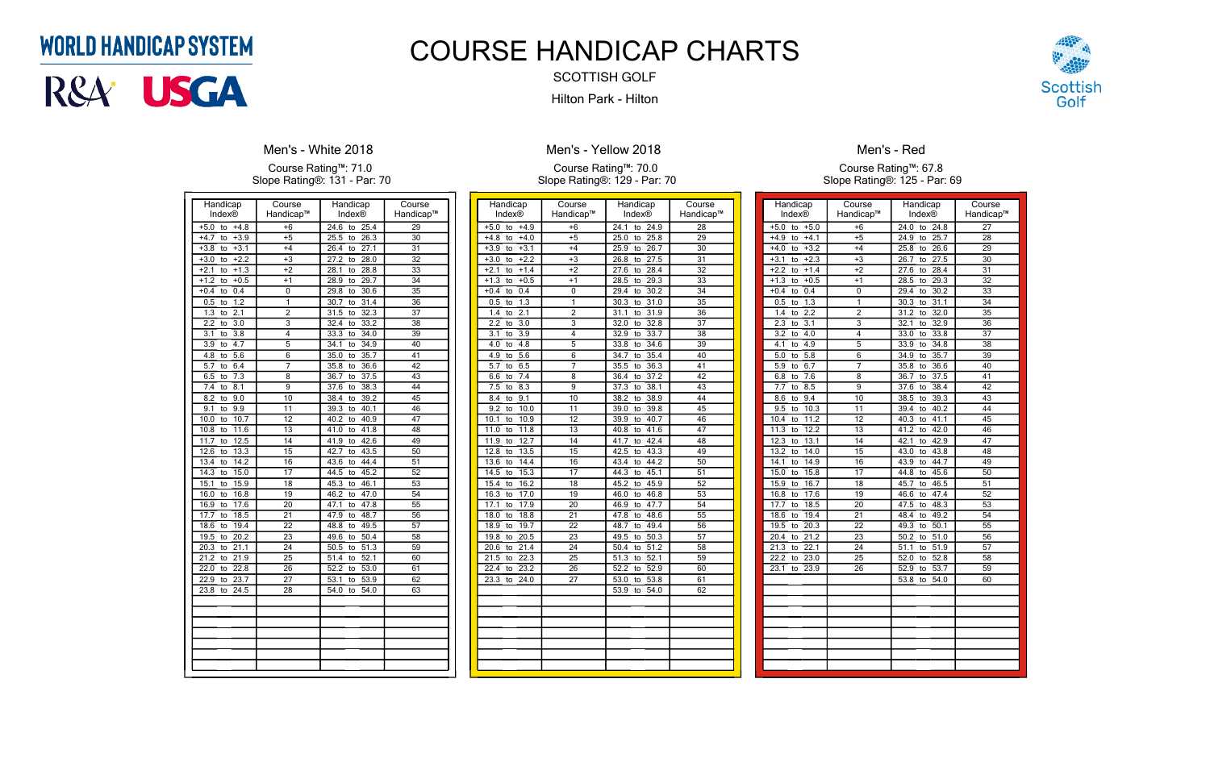WORLD HANDICAP SYSTEM

R&A USGA

# COURSE HANDICAP CHARTS

SCOTTISH GOLF

Hilton Park - Hilton

Scottish Golf

## Men's - White 2018

Course Rating™: 71.0
Slope Rating®: 131 - Par: 70

| Handicap Index® | Course Handicap™ | Handicap Index® | Course Handicap™ |
|---|---|---|---|
| +5.0 to +4.8 | +6 | 24.6 to 25.4 | 29 |
| +4.7 to +3.9 | +5 | 25.5 to 26.3 | 30 |
| +3.8 to +3.1 | +4 | 26.4 to 27.1 | 31 |
| +3.0 to +2.2 | +3 | 27.2 to 28.0 | 32 |
| +2.1 to +1.3 | +2 | 28.1 to 28.8 | 33 |
| +1.2 to +0.5 | +1 | 28.9 to 29.7 | 34 |
| +0.4 to 0.4 | 0 | 29.8 to 30.6 | 35 |
| 0.5 to 1.2 | 1 | 30.7 to 31.4 | 36 |
| 1.3 to 2.1 | 2 | 31.5 to 32.3 | 37 |
| 2.2 to 3.0 | 3 | 32.4 to 33.2 | 38 |
| 3.1 to 3.8 | 4 | 33.3 to 34.0 | 39 |
| 3.9 to 4.7 | 5 | 34.1 to 34.9 | 40 |
| 4.8 to 5.6 | 6 | 35.0 to 35.7 | 41 |
| 5.7 to 6.4 | 7 | 35.8 to 36.6 | 42 |
| 6.5 to 7.3 | 8 | 36.7 to 37.5 | 43 |
| 7.4 to 8.1 | 9 | 37.6 to 38.3 | 44 |
| 8.2 to 9.0 | 10 | 38.4 to 39.2 | 45 |
| 9.1 to 9.9 | 11 | 39.3 to 40.1 | 46 |
| 10.0 to 10.7 | 12 | 40.2 to 40.9 | 47 |
| 10.8 to 11.6 | 13 | 41.0 to 41.8 | 48 |
| 11.7 to 12.5 | 14 | 41.9 to 42.6 | 49 |
| 12.6 to 13.3 | 15 | 42.7 to 43.5 | 50 |
| 13.4 to 14.2 | 16 | 43.6 to 44.4 | 51 |
| 14.3 to 15.0 | 17 | 44.5 to 45.2 | 52 |
| 15.1 to 15.9 | 18 | 45.3 to 46.1 | 53 |
| 16.0 to 16.8 | 19 | 46.2 to 47.0 | 54 |
| 16.9 to 17.6 | 20 | 47.1 to 47.8 | 55 |
| 17.7 to 18.5 | 21 | 47.9 to 48.7 | 56 |
| 18.6 to 19.4 | 22 | 48.8 to 49.5 | 57 |
| 19.5 to 20.2 | 23 | 49.6 to 50.4 | 58 |
| 20.3 to 21.1 | 24 | 50.5 to 51.3 | 59 |
| 21.2 to 21.9 | 25 | 51.4 to 52.1 | 60 |
| 22.0 to 22.8 | 26 | 52.2 to 53.0 | 61 |
| 22.9 to 23.7 | 27 | 53.1 to 53.9 | 62 |
| 23.8 to 24.5 | 28 | 54.0 to 54.0 | 63 |

## Men's - Yellow 2018

Course Rating™: 70.0
Slope Rating®: 129 - Par: 70

| Handicap Index® | Course Handicap™ | Handicap Index® | Course Handicap™ |
|---|---|---|---|
| +5.0 to +4.9 | +6 | 24.1 to 24.9 | 28 |
| +4.8 to +4.0 | +5 | 25.0 to 25.8 | 29 |
| +3.9 to +3.1 | +4 | 25.9 to 26.7 | 30 |
| +3.0 to +2.2 | +3 | 26.8 to 27.5 | 31 |
| +2.1 to +1.4 | +2 | 27.6 to 28.4 | 32 |
| +1.3 to +0.5 | +1 | 28.5 to 29.3 | 33 |
| +0.4 to 0.4 | 0 | 29.4 to 30.2 | 34 |
| 0.5 to 1.3 | 1 | 30.3 to 31.0 | 35 |
| 1.4 to 2.1 | 2 | 31.1 to 31.9 | 36 |
| 2.2 to 3.0 | 3 | 32.0 to 32.8 | 37 |
| 3.1 to 3.9 | 4 | 32.9 to 33.7 | 38 |
| 4.0 to 4.8 | 5 | 33.8 to 34.6 | 39 |
| 4.9 to 5.6 | 6 | 34.7 to 35.4 | 40 |
| 5.7 to 6.5 | 7 | 35.5 to 36.3 | 41 |
| 6.6 to 7.4 | 8 | 36.4 to 37.2 | 42 |
| 7.5 to 8.3 | 9 | 37.3 to 38.1 | 43 |
| 8.4 to 9.1 | 10 | 38.2 to 38.9 | 44 |
| 9.2 to 10.0 | 11 | 39.0 to 39.8 | 45 |
| 10.1 to 10.9 | 12 | 39.9 to 40.7 | 46 |
| 11.0 to 11.8 | 13 | 40.8 to 41.6 | 47 |
| 11.9 to 12.7 | 14 | 41.7 to 42.4 | 48 |
| 12.8 to 13.5 | 15 | 42.5 to 43.3 | 49 |
| 13.6 to 14.4 | 16 | 43.4 to 44.2 | 50 |
| 14.5 to 15.3 | 17 | 44.3 to 45.1 | 51 |
| 15.4 to 16.2 | 18 | 45.2 to 45.9 | 52 |
| 16.3 to 17.0 | 19 | 46.0 to 46.8 | 53 |
| 17.1 to 17.9 | 20 | 46.9 to 47.7 | 54 |
| 18.0 to 18.8 | 21 | 47.8 to 48.6 | 55 |
| 18.9 to 19.7 | 22 | 48.7 to 49.4 | 56 |
| 19.8 to 20.5 | 23 | 49.5 to 50.3 | 57 |
| 20.6 to 21.4 | 24 | 50.4 to 51.2 | 58 |
| 21.5 to 22.3 | 25 | 51.3 to 52.1 | 59 |
| 22.4 to 23.2 | 26 | 52.2 to 52.9 | 60 |
| 23.3 to 24.0 | 27 | 53.0 to 53.8 | 61 |
| | | 53.9 to 54.0 | 62 |

## Men's - Red

Course Rating™: 67.8
Slope Rating®: 125 - Par: 69

| Handicap Index® | Course Handicap™ | Handicap Index® | Course Handicap™ |
|---|---|---|---|
| +5.0 to +5.0 | +6 | 24.0 to 24.8 | 27 |
| +4.9 to +4.1 | +5 | 24.9 to 25.7 | 28 |
| +4.0 to +3.2 | +4 | 25.8 to 26.6 | 29 |
| +3.1 to +2.3 | +3 | 26.7 to 27.5 | 30 |
| +2.2 to +1.4 | +2 | 27.6 to 28.4 | 31 |
| +1.3 to +0.5 | +1 | 28.5 to 29.3 | 32 |
| +0.4 to 0.4 | 0 | 29.4 to 30.2 | 33 |
| 0.5 to 1.3 | 1 | 30.3 to 31.1 | 34 |
| 1.4 to 2.2 | 2 | 31.2 to 32.0 | 35 |
| 2.3 to 3.1 | 3 | 32.1 to 32.9 | 36 |
| 3.2 to 4.0 | 4 | 33.0 to 33.8 | 37 |
| 4.1 to 4.9 | 5 | 33.9 to 34.8 | 38 |
| 5.0 to 5.8 | 6 | 34.9 to 35.7 | 39 |
| 5.9 to 6.7 | 7 | 35.8 to 36.6 | 40 |
| 6.8 to 7.6 | 8 | 36.7 to 37.5 | 41 |
| 7.7 to 8.5 | 9 | 37.6 to 38.4 | 42 |
| 8.6 to 9.4 | 10 | 38.5 to 39.3 | 43 |
| 9.5 to 10.3 | 11 | 39.4 to 40.2 | 44 |
| 10.4 to 11.2 | 12 | 40.3 to 41.1 | 45 |
| 11.3 to 12.2 | 13 | 41.2 to 42.0 | 46 |
| 12.3 to 13.1 | 14 | 42.1 to 42.9 | 47 |
| 13.2 to 14.0 | 15 | 43.0 to 43.8 | 48 |
| 14.1 to 14.9 | 16 | 43.9 to 44.7 | 49 |
| 15.0 to 15.8 | 17 | 44.8 to 45.6 | 50 |
| 15.9 to 16.7 | 18 | 45.7 to 46.5 | 51 |
| 16.8 to 17.6 | 19 | 46.6 to 47.4 | 52 |
| 17.7 to 18.5 | 20 | 47.5 to 48.3 | 53 |
| 18.6 to 19.4 | 21 | 48.4 to 49.2 | 54 |
| 19.5 to 20.3 | 22 | 49.3 to 50.1 | 55 |
| 20.4 to 21.2 | 23 | 50.2 to 51.0 | 56 |
| 21.3 to 22.1 | 24 | 51.1 to 51.9 | 57 |
| 22.2 to 23.0 | 25 | 52.0 to 52.8 | 58 |
| 23.1 to 23.9 | 26 | 52.9 to 53.7 | 59 |
| | | 53.8 to 54.0 | 60 |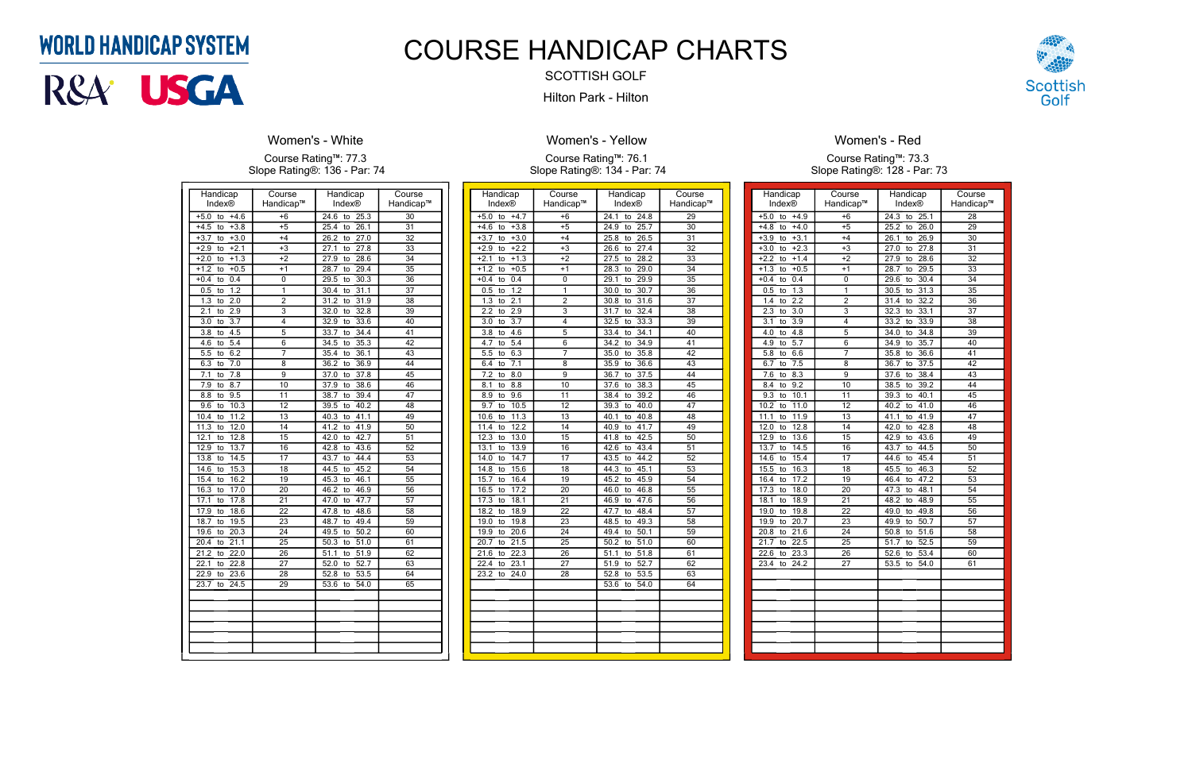WORLD HANDICAP SYSTEM

R&A USGA

# COURSE HANDICAP CHARTS

SCOTTISH GOLF

Hilton Park - Hilton

Scottish Golf

## Women's - White

Course Rating™: 77.3

Slope Rating®: 136 - Par: 74

| Handicap Index® | Course Handicap™ | Handicap Index® | Course Handicap™ |
|---|---|---|---|
| +5.0 to +4.6 | +6 | 24.6 to 25.3 | 30 |
| +4.5 to +3.8 | +5 | 25.4 to 26.1 | 31 |
| +3.7 to +3.0 | +4 | 26.2 to 27.0 | 32 |
| +2.9 to +2.1 | +3 | 27.1 to 27.8 | 33 |
| +2.0 to +1.3 | +2 | 27.9 to 28.6 | 34 |
| +1.2 to +0.5 | +1 | 28.7 to 29.4 | 35 |
| +0.4 to 0.4 | 0 | 29.5 to 30.3 | 36 |
| 0.5 to 1.2 | 1 | 30.4 to 31.1 | 37 |
| 1.3 to 2.0 | 2 | 31.2 to 31.9 | 38 |
| 2.1 to 2.9 | 3 | 32.0 to 32.8 | 39 |
| 3.0 to 3.7 | 4 | 32.9 to 33.6 | 40 |
| 3.8 to 4.5 | 5 | 33.7 to 34.4 | 41 |
| 4.6 to 5.4 | 6 | 34.5 to 35.3 | 42 |
| 5.5 to 6.2 | 7 | 35.4 to 36.1 | 43 |
| 6.3 to 7.0 | 8 | 36.2 to 36.9 | 44 |
| 7.1 to 7.8 | 9 | 37.0 to 37.8 | 45 |
| 7.9 to 8.7 | 10 | 37.9 to 38.6 | 46 |
| 8.8 to 9.5 | 11 | 38.7 to 39.4 | 47 |
| 9.6 to 10.3 | 12 | 39.5 to 40.2 | 48 |
| 10.4 to 11.2 | 13 | 40.3 to 41.1 | 49 |
| 11.3 to 12.0 | 14 | 41.2 to 41.9 | 50 |
| 12.1 to 12.8 | 15 | 42.0 to 42.7 | 51 |
| 12.9 to 13.7 | 16 | 42.8 to 43.6 | 52 |
| 13.8 to 14.5 | 17 | 43.7 to 44.4 | 53 |
| 14.6 to 15.3 | 18 | 44.5 to 45.2 | 54 |
| 15.4 to 16.2 | 19 | 45.3 to 46.1 | 55 |
| 16.3 to 17.0 | 20 | 46.2 to 46.9 | 56 |
| 17.1 to 17.8 | 21 | 47.0 to 47.7 | 57 |
| 17.9 to 18.6 | 22 | 47.8 to 48.6 | 58 |
| 18.7 to 19.5 | 23 | 48.7 to 49.4 | 59 |
| 19.6 to 20.3 | 24 | 49.5 to 50.2 | 60 |
| 20.4 to 21.1 | 25 | 50.3 to 51.0 | 61 |
| 21.2 to 22.0 | 26 | 51.1 to 51.9 | 62 |
| 22.1 to 22.8 | 27 | 52.0 to 52.7 | 63 |
| 22.9 to 23.6 | 28 | 52.8 to 53.5 | 64 |
| 23.7 to 24.5 | 29 | 53.6 to 54.0 | 65 |

## Women's - Yellow

Course Rating™: 76.1

Slope Rating®: 134 - Par: 74

| Handicap Index® | Course Handicap™ | Handicap Index® | Course Handicap™ |
|---|---|---|---|
| +5.0 to +4.7 | +6 | 24.1 to 24.8 | 29 |
| +4.6 to +3.8 | +5 | 24.9 to 25.7 | 30 |
| +3.7 to +3.0 | +4 | 25.8 to 26.5 | 31 |
| +2.9 to +2.2 | +3 | 26.6 to 27.4 | 32 |
| +2.1 to +1.3 | +2 | 27.5 to 28.2 | 33 |
| +1.2 to +0.5 | +1 | 28.3 to 29.0 | 34 |
| +0.4 to 0.4 | 0 | 29.1 to 29.9 | 35 |
| 0.5 to 1.2 | 1 | 30.0 to 30.7 | 36 |
| 1.3 to 2.1 | 2 | 30.8 to 31.6 | 37 |
| 2.2 to 2.9 | 3 | 31.7 to 32.4 | 38 |
| 3.0 to 3.7 | 4 | 32.5 to 33.3 | 39 |
| 3.8 to 4.6 | 5 | 33.4 to 34.1 | 40 |
| 4.7 to 5.4 | 6 | 34.2 to 34.9 | 41 |
| 5.5 to 6.3 | 7 | 35.0 to 35.8 | 42 |
| 6.4 to 7.1 | 8 | 35.9 to 36.6 | 43 |
| 7.2 to 8.0 | 9 | 36.7 to 37.5 | 44 |
| 8.1 to 8.8 | 10 | 37.6 to 38.3 | 45 |
| 8.9 to 9.6 | 11 | 38.4 to 39.2 | 46 |
| 9.7 to 10.5 | 12 | 39.3 to 40.0 | 47 |
| 10.6 to 11.3 | 13 | 40.1 to 40.8 | 48 |
| 11.4 to 12.2 | 14 | 40.9 to 41.7 | 49 |
| 12.3 to 13.0 | 15 | 41.8 to 42.5 | 50 |
| 13.1 to 13.9 | 16 | 42.6 to 43.4 | 51 |
| 14.0 to 14.7 | 17 | 43.5 to 44.2 | 52 |
| 14.8 to 15.6 | 18 | 44.3 to 45.1 | 53 |
| 15.7 to 16.4 | 19 | 45.2 to 45.9 | 54 |
| 16.5 to 17.2 | 20 | 46.0 to 46.8 | 55 |
| 17.3 to 18.1 | 21 | 46.9 to 47.6 | 56 |
| 18.2 to 18.9 | 22 | 47.7 to 48.4 | 57 |
| 19.0 to 19.8 | 23 | 48.5 to 49.3 | 58 |
| 19.9 to 20.6 | 24 | 49.4 to 50.1 | 59 |
| 20.7 to 21.5 | 25 | 50.2 to 51.0 | 60 |
| 21.6 to 22.3 | 26 | 51.1 to 51.8 | 61 |
| 22.4 to 23.1 | 27 | 51.9 to 52.7 | 62 |
| 23.2 to 24.0 | 28 | 52.8 to 53.5 | 63 |
| | | 53.6 to 54.0 | 64 |

## Women's - Red

Course Rating™: 73.3

Slope Rating®: 128 - Par: 73

| Handicap Index® | Course Handicap™ | Handicap Index® | Course Handicap™ |
|---|---|---|---|
| +5.0 to +4.9 | +6 | 24.3 to 25.1 | 28 |
| +4.8 to +4.0 | +5 | 25.2 to 26.0 | 29 |
| +3.9 to +3.1 | +4 | 26.1 to 26.9 | 30 |
| +3.0 to +2.3 | +3 | 27.0 to 27.8 | 31 |
| +2.2 to +1.4 | +2 | 27.9 to 28.6 | 32 |
| +1.3 to +0.5 | +1 | 28.7 to 29.5 | 33 |
| +0.4 to 0.4 | 0 | 29.6 to 30.4 | 34 |
| 0.5 to 1.3 | 1 | 30.5 to 31.3 | 35 |
| 1.4 to 2.2 | 2 | 31.4 to 32.2 | 36 |
| 2.3 to 3.0 | 3 | 32.3 to 33.1 | 37 |
| 3.1 to 3.9 | 4 | 33.2 to 33.9 | 38 |
| 4.0 to 4.8 | 5 | 34.0 to 34.8 | 39 |
| 4.9 to 5.7 | 6 | 34.9 to 35.7 | 40 |
| 5.8 to 6.6 | 7 | 35.8 to 36.6 | 41 |
| 6.7 to 7.5 | 8 | 36.7 to 37.5 | 42 |
| 7.6 to 8.3 | 9 | 37.6 to 38.4 | 43 |
| 8.4 to 9.2 | 10 | 38.5 to 39.2 | 44 |
| 9.3 to 10.1 | 11 | 39.3 to 40.1 | 45 |
| 10.2 to 11.0 | 12 | 40.2 to 41.0 | 46 |
| 11.1 to 11.9 | 13 | 41.1 to 41.9 | 47 |
| 12.0 to 12.8 | 14 | 42.0 to 42.8 | 48 |
| 12.9 to 13.6 | 15 | 42.9 to 43.6 | 49 |
| 13.7 to 14.5 | 16 | 43.7 to 44.5 | 50 |
| 14.6 to 15.4 | 17 | 44.6 to 45.4 | 51 |
| 15.5 to 16.3 | 18 | 45.5 to 46.3 | 52 |
| 16.4 to 17.2 | 19 | 46.4 to 47.2 | 53 |
| 17.3 to 18.0 | 20 | 47.3 to 48.1 | 54 |
| 18.1 to 18.9 | 21 | 48.2 to 48.9 | 55 |
| 19.0 to 19.8 | 22 | 49.0 to 49.8 | 56 |
| 19.9 to 20.7 | 23 | 49.9 to 50.7 | 57 |
| 20.8 to 21.6 | 24 | 50.8 to 51.6 | 58 |
| 21.7 to 22.5 | 25 | 51.7 to 52.5 | 59 |
| 22.6 to 23.3 | 26 | 52.6 to 53.4 | 60 |
| 23.4 to 24.2 | 27 | 53.5 to 54.0 | 61 |